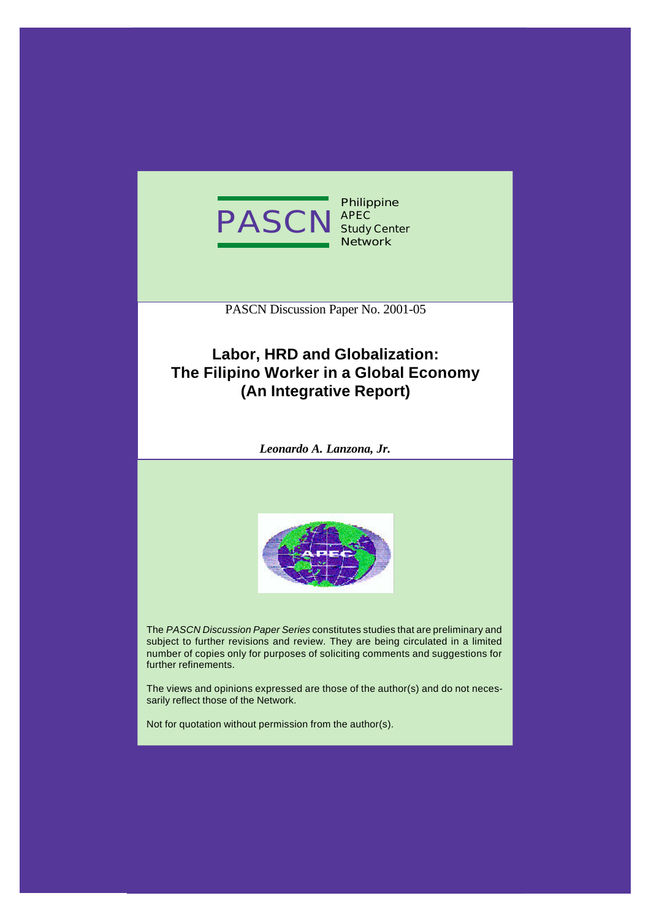PASCN

Philippine APEC Study Center Network

PASCN Discussion Paper No. 2001-05

# Labor, HRD and Globalization: The Filipino Worker in a Global Economy (An Integrative Report)

***Leonardo A. Lanzona, Jr.***

The *PASCN Discussion Paper Series* constitutes studies that are preliminary and subject to further revisions and review. They are being circulated in a limited number of copies only for purposes of soliciting comments and suggestions for further refinements.

The views and opinions expressed are those of the author(s) and do not necessarily reflect those of the Network.

Not for quotation without permission from the author(s).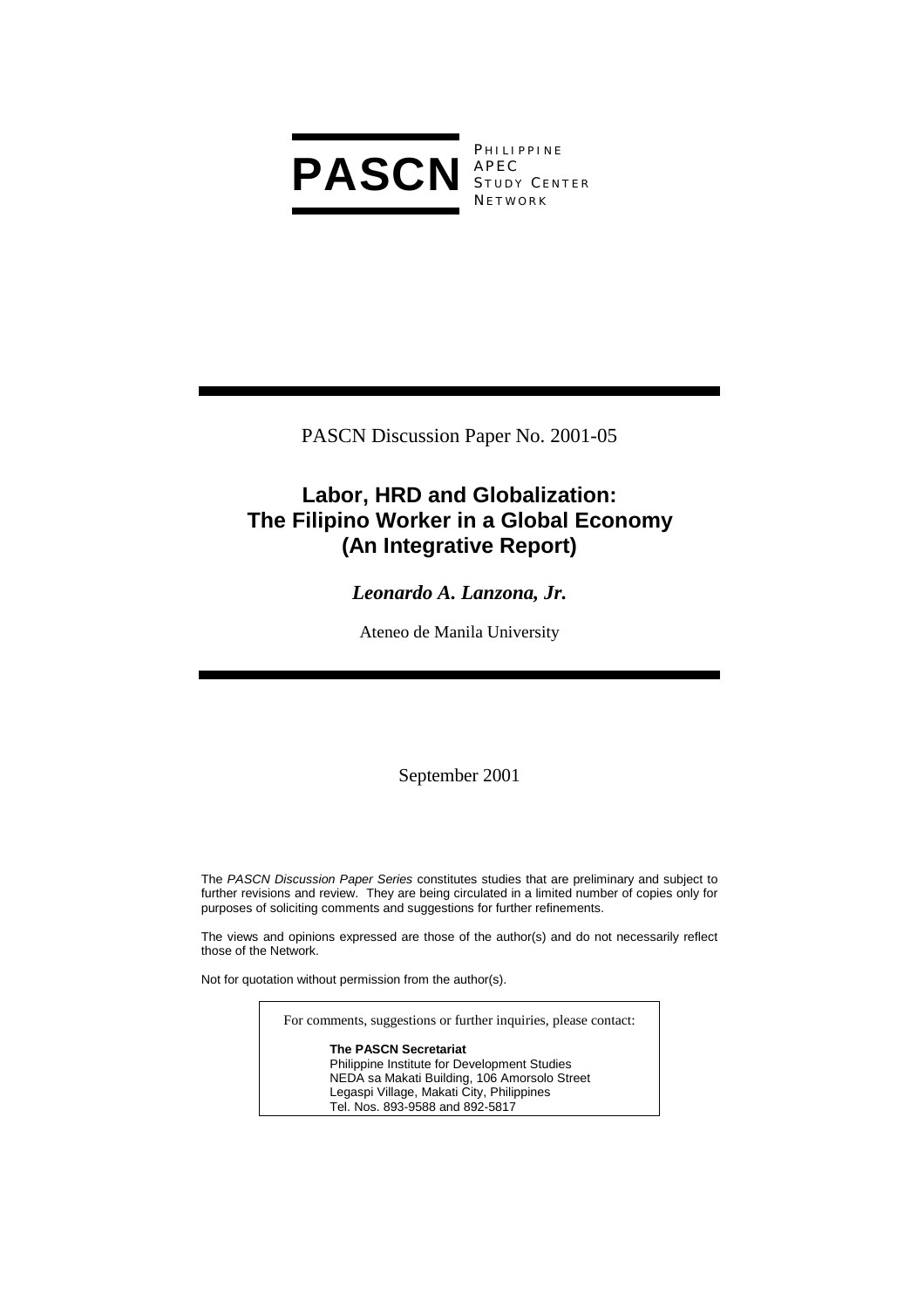**PASCN** PHILIPPINE APEC STUDY CENTER NETWORK

PASCN Discussion Paper No. 2001-05

# Labor, HRD and Globalization: The Filipino Worker in a Global Economy (An Integrative Report)

***Leonardo A. Lanzona, Jr.***

Ateneo de Manila University

September 2001

The *PASCN Discussion Paper Series* constitutes studies that are preliminary and subject to further revisions and review. They are being circulated in a limited number of copies only for purposes of soliciting comments and suggestions for further refinements.

The views and opinions expressed are those of the author(s) and do not necessarily reflect those of the Network.

Not for quotation without permission from the author(s).

For comments, suggestions or further inquiries, please contact:

**The PASCN Secretariat**
Philippine Institute for Development Studies
NEDA sa Makati Building, 106 Amorsolo Street
Legaspi Village, Makati City, Philippines
Tel. Nos. 893-9588 and 892-5817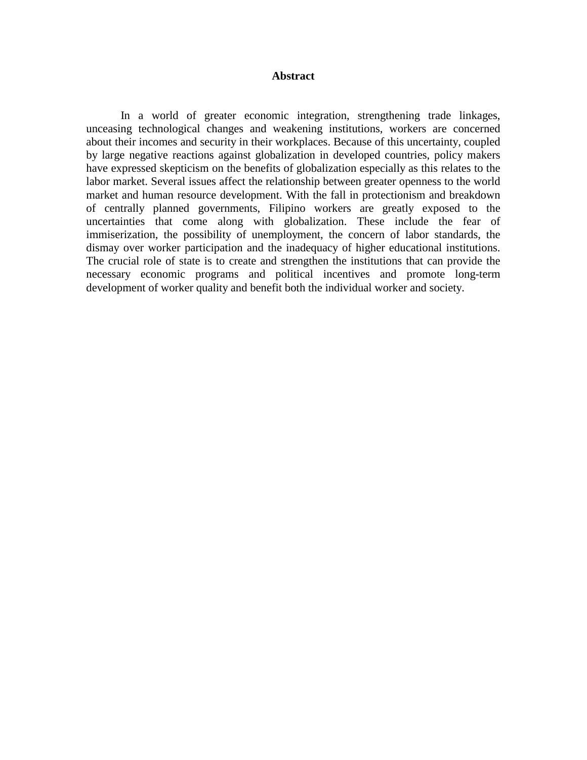# Abstract

In a world of greater economic integration, strengthening trade linkages, unceasing technological changes and weakening institutions, workers are concerned about their incomes and security in their workplaces. Because of this uncertainty, coupled by large negative reactions against globalization in developed countries, policy makers have expressed skepticism on the benefits of globalization especially as this relates to the labor market. Several issues affect the relationship between greater openness to the world market and human resource development. With the fall in protectionism and breakdown of centrally planned governments, Filipino workers are greatly exposed to the uncertainties that come along with globalization. These include the fear of immiserization, the possibility of unemployment, the concern of labor standards, the dismay over worker participation and the inadequacy of higher educational institutions. The crucial role of state is to create and strengthen the institutions that can provide the necessary economic programs and political incentives and promote long-term development of worker quality and benefit both the individual worker and society.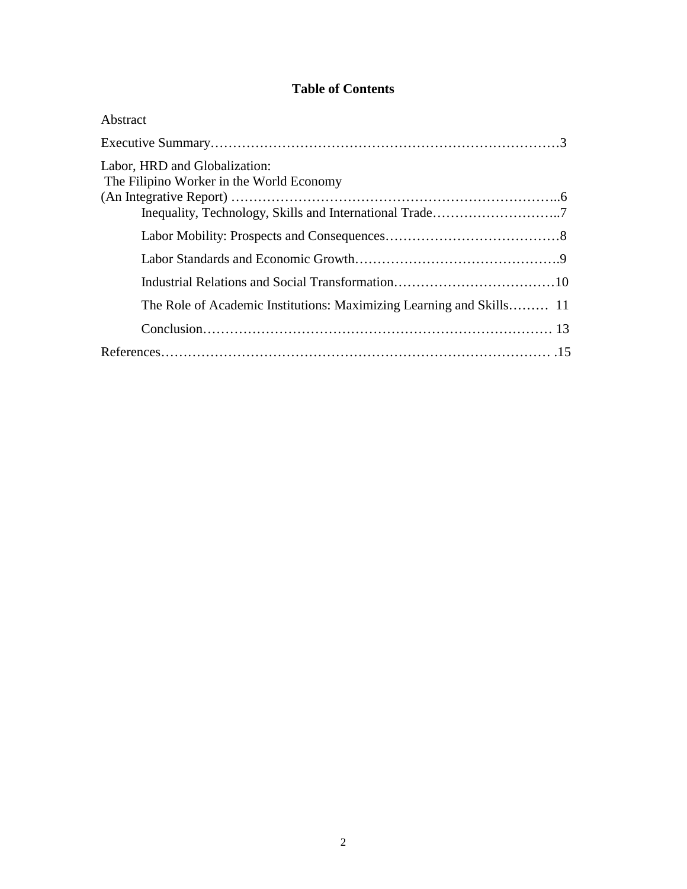**Table of Contents**

Abstract

Executive Summary……………………………………………………………………3

Labor, HRD and Globalization:
The Filipino Worker in the World Economy
(An Integrative Report) ………………………………………………………………..6

- Inequality, Technology, Skills and International Trade………………………..7
- Labor Mobility: Prospects and Consequences…………………………………8
- Labor Standards and Economic Growth……………………………………….9
- Industrial Relations and Social Transformation………………………………10
- The Role of Academic Institutions: Maximizing Learning and Skills……… 11
- Conclusion……………………………………………………………………… 13

References…………………………………………………………………………… .15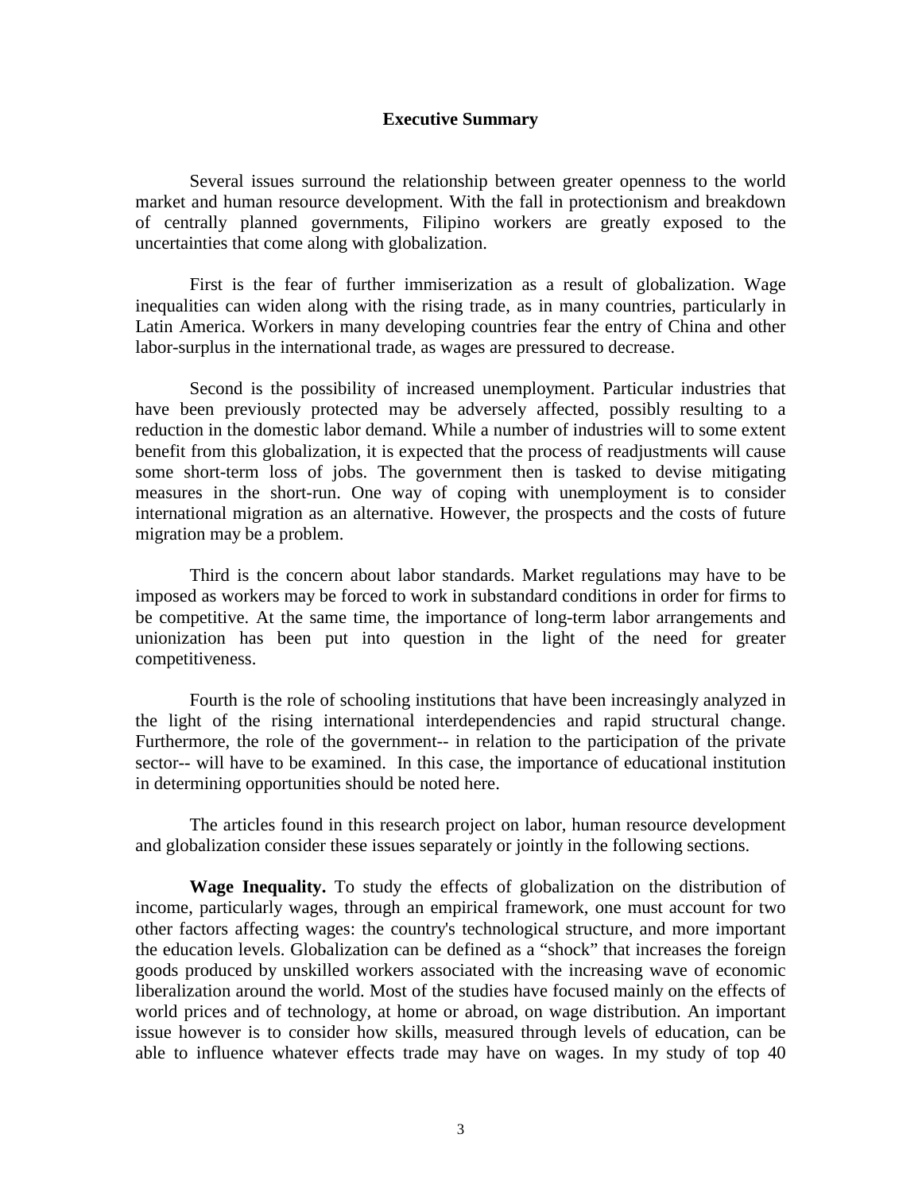## Executive Summary

Several issues surround the relationship between greater openness to the world market and human resource development. With the fall in protectionism and breakdown of centrally planned governments, Filipino workers are greatly exposed to the uncertainties that come along with globalization.

First is the fear of further immiserization as a result of globalization. Wage inequalities can widen along with the rising trade, as in many countries, particularly in Latin America. Workers in many developing countries fear the entry of China and other labor-surplus in the international trade, as wages are pressured to decrease.

Second is the possibility of increased unemployment. Particular industries that have been previously protected may be adversely affected, possibly resulting to a reduction in the domestic labor demand. While a number of industries will to some extent benefit from this globalization, it is expected that the process of readjustments will cause some short-term loss of jobs. The government then is tasked to devise mitigating measures in the short-run. One way of coping with unemployment is to consider international migration as an alternative. However, the prospects and the costs of future migration may be a problem.

Third is the concern about labor standards. Market regulations may have to be imposed as workers may be forced to work in substandard conditions in order for firms to be competitive. At the same time, the importance of long-term labor arrangements and unionization has been put into question in the light of the need for greater competitiveness.

Fourth is the role of schooling institutions that have been increasingly analyzed in the light of the rising international interdependencies and rapid structural change. Furthermore, the role of the government-- in relation to the participation of the private sector-- will have to be examined. In this case, the importance of educational institution in determining opportunities should be noted here.

The articles found in this research project on labor, human resource development and globalization consider these issues separately or jointly in the following sections.

**Wage Inequality.** To study the effects of globalization on the distribution of income, particularly wages, through an empirical framework, one must account for two other factors affecting wages: the country's technological structure, and more important the education levels. Globalization can be defined as a "shock" that increases the foreign goods produced by unskilled workers associated with the increasing wave of economic liberalization around the world. Most of the studies have focused mainly on the effects of world prices and of technology, at home or abroad, on wage distribution. An important issue however is to consider how skills, measured through levels of education, can be able to influence whatever effects trade may have on wages. In my study of top 40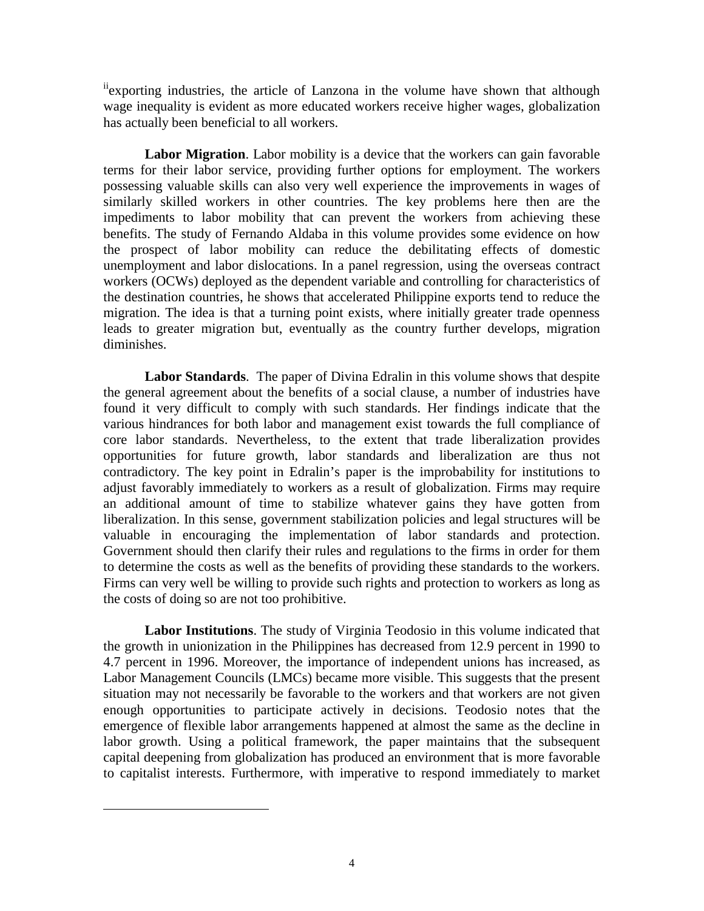[ii]exporting industries, the article of Lanzona in the volume have shown that although wage inequality is evident as more educated workers receive higher wages, globalization has actually been beneficial to all workers.

**Labor Migration**. Labor mobility is a device that the workers can gain favorable terms for their labor service, providing further options for employment. The workers possessing valuable skills can also very well experience the improvements in wages of similarly skilled workers in other countries. The key problems here then are the impediments to labor mobility that can prevent the workers from achieving these benefits. The study of Fernando Aldaba in this volume provides some evidence on how the prospect of labor mobility can reduce the debilitating effects of domestic unemployment and labor dislocations. In a panel regression, using the overseas contract workers (OCWs) deployed as the dependent variable and controlling for characteristics of the destination countries, he shows that accelerated Philippine exports tend to reduce the migration. The idea is that a turning point exists, where initially greater trade openness leads to greater migration but, eventually as the country further develops, migration diminishes.

**Labor Standards**. The paper of Divina Edralin in this volume shows that despite the general agreement about the benefits of a social clause, a number of industries have found it very difficult to comply with such standards. Her findings indicate that the various hindrances for both labor and management exist towards the full compliance of core labor standards. Nevertheless, to the extent that trade liberalization provides opportunities for future growth, labor standards and liberalization are thus not contradictory. The key point in Edralin's paper is the improbability for institutions to adjust favorably immediately to workers as a result of globalization. Firms may require an additional amount of time to stabilize whatever gains they have gotten from liberalization. In this sense, government stabilization policies and legal structures will be valuable in encouraging the implementation of labor standards and protection. Government should then clarify their rules and regulations to the firms in order for them to determine the costs as well as the benefits of providing these standards to the workers. Firms can very well be willing to provide such rights and protection to workers as long as the costs of doing so are not too prohibitive.

**Labor Institutions**. The study of Virginia Teodosio in this volume indicated that the growth in unionization in the Philippines has decreased from 12.9 percent in 1990 to 4.7 percent in 1996. Moreover, the importance of independent unions has increased, as Labor Management Councils (LMCs) became more visible. This suggests that the present situation may not necessarily be favorable to the workers and that workers are not given enough opportunities to participate actively in decisions. Teodosio notes that the emergence of flexible labor arrangements happened at almost the same as the decline in labor growth. Using a political framework, the paper maintains that the subsequent capital deepening from globalization has produced an environment that is more favorable to capitalist interests. Furthermore, with imperative to respond immediately to market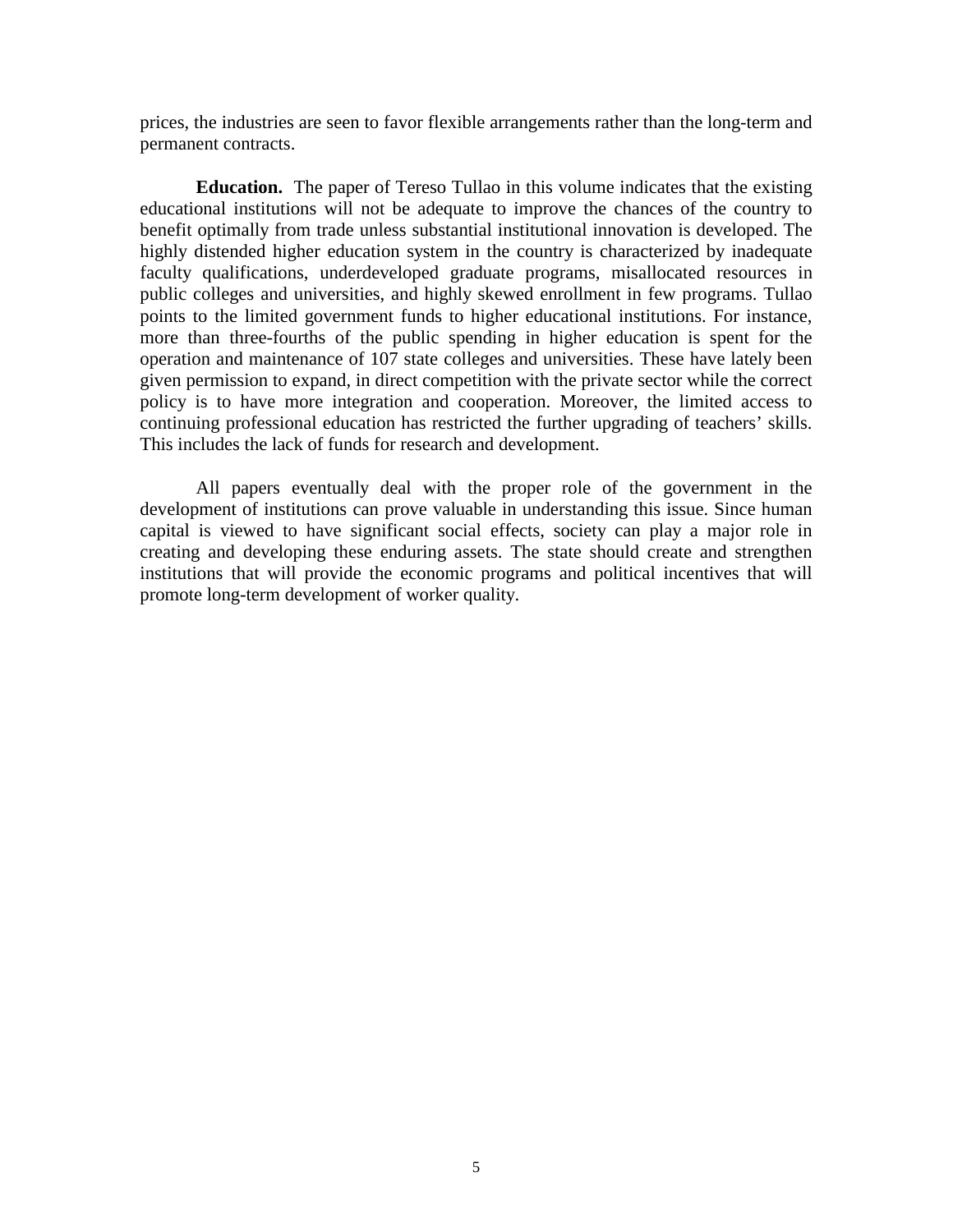prices, the industries are seen to favor flexible arrangements rather than the long-term and permanent contracts.

**Education.** The paper of Tereso Tullao in this volume indicates that the existing educational institutions will not be adequate to improve the chances of the country to benefit optimally from trade unless substantial institutional innovation is developed. The highly distended higher education system in the country is characterized by inadequate faculty qualifications, underdeveloped graduate programs, misallocated resources in public colleges and universities, and highly skewed enrollment in few programs. Tullao points to the limited government funds to higher educational institutions. For instance, more than three-fourths of the public spending in higher education is spent for the operation and maintenance of 107 state colleges and universities. These have lately been given permission to expand, in direct competition with the private sector while the correct policy is to have more integration and cooperation. Moreover, the limited access to continuing professional education has restricted the further upgrading of teachers' skills. This includes the lack of funds for research and development.

All papers eventually deal with the proper role of the government in the development of institutions can prove valuable in understanding this issue. Since human capital is viewed to have significant social effects, society can play a major role in creating and developing these enduring assets. The state should create and strengthen institutions that will provide the economic programs and political incentives that will promote long-term development of worker quality.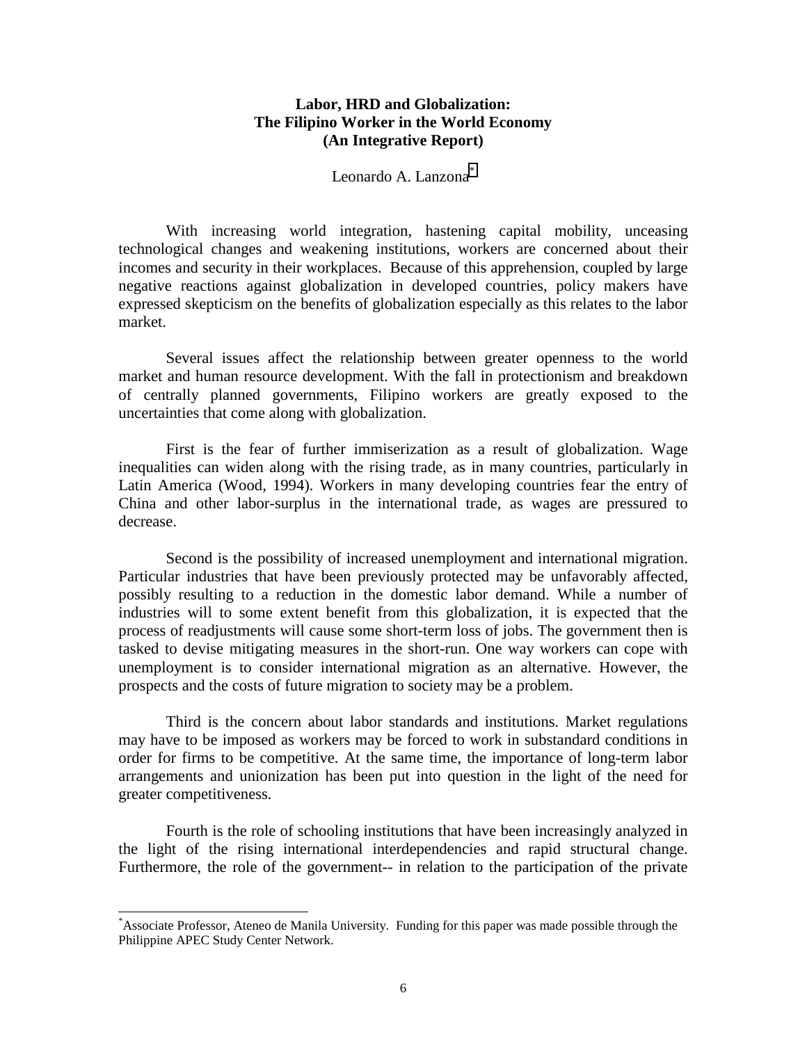**Labor, HRD and Globalization:**
**The Filipino Worker in the World Economy**
**(An Integrative Report)**

Leonardo A. Lanzona[*]

With increasing world integration, hastening capital mobility, unceasing technological changes and weakening institutions, workers are concerned about their incomes and security in their workplaces. Because of this apprehension, coupled by large negative reactions against globalization in developed countries, policy makers have expressed skepticism on the benefits of globalization especially as this relates to the labor market.

Several issues affect the relationship between greater openness to the world market and human resource development. With the fall in protectionism and breakdown of centrally planned governments, Filipino workers are greatly exposed to the uncertainties that come along with globalization.

First is the fear of further immiserization as a result of globalization. Wage inequalities can widen along with the rising trade, as in many countries, particularly in Latin America (Wood, 1994). Workers in many developing countries fear the entry of China and other labor-surplus in the international trade, as wages are pressured to decrease.

Second is the possibility of increased unemployment and international migration. Particular industries that have been previously protected may be unfavorably affected, possibly resulting to a reduction in the domestic labor demand. While a number of industries will to some extent benefit from this globalization, it is expected that the process of readjustments will cause some short-term loss of jobs. The government then is tasked to devise mitigating measures in the short-run. One way workers can cope with unemployment is to consider international migration as an alternative. However, the prospects and the costs of future migration to society may be a problem.

Third is the concern about labor standards and institutions. Market regulations may have to be imposed as workers may be forced to work in substandard conditions in order for firms to be competitive. At the same time, the importance of long-term labor arrangements and unionization has been put into question in the light of the need for greater competitiveness.

Fourth is the role of schooling institutions that have been increasingly analyzed in the light of the rising international interdependencies and rapid structural change. Furthermore, the role of the government-- in relation to the participation of the private

[*] Associate Professor, Ateneo de Manila University. Funding for this paper was made possible through the Philippine APEC Study Center Network.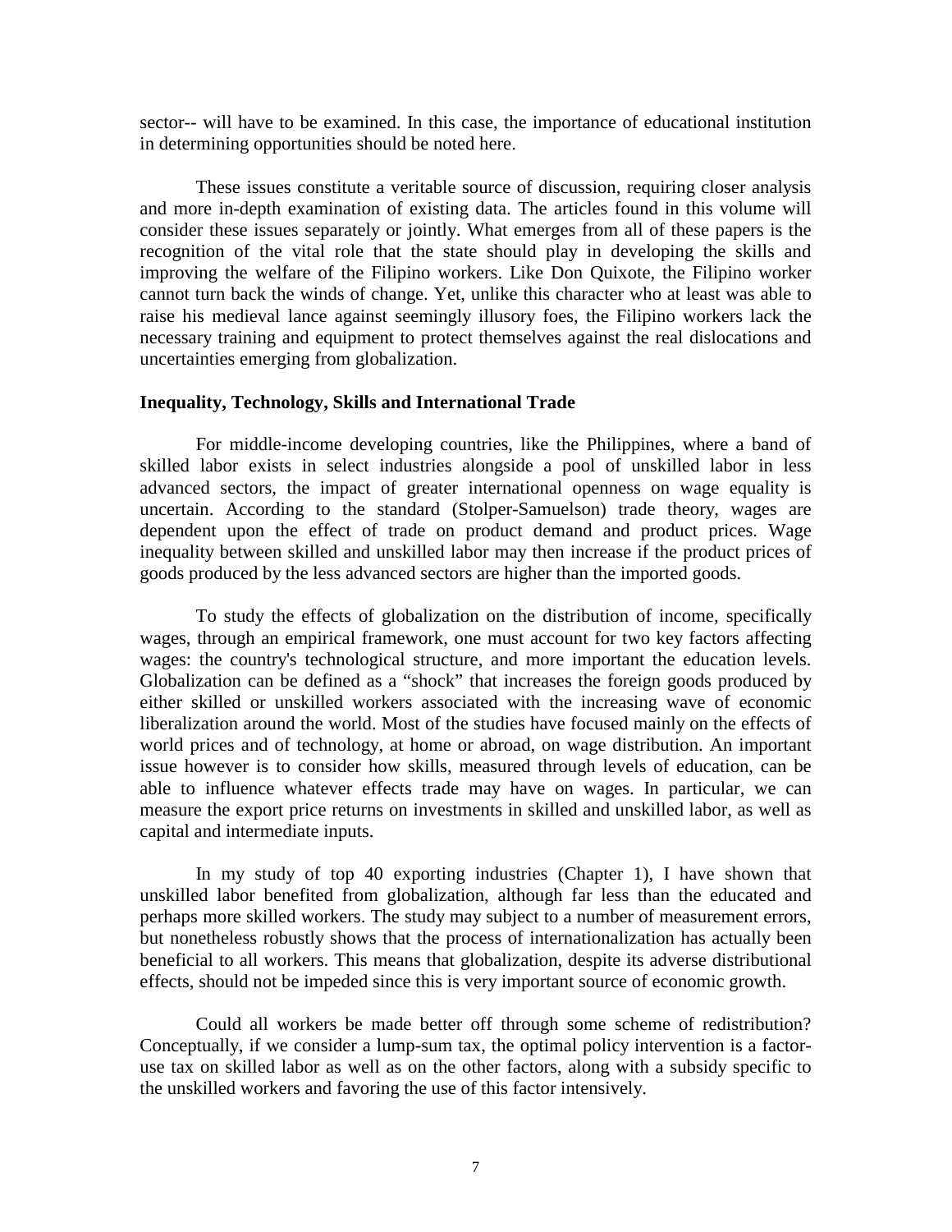sector-- will have to be examined. In this case, the importance of educational institution in determining opportunities should be noted here.

These issues constitute a veritable source of discussion, requiring closer analysis and more in-depth examination of existing data. The articles found in this volume will consider these issues separately or jointly. What emerges from all of these papers is the recognition of the vital role that the state should play in developing the skills and improving the welfare of the Filipino workers. Like Don Quixote, the Filipino worker cannot turn back the winds of change. Yet, unlike this character who at least was able to raise his medieval lance against seemingly illusory foes, the Filipino workers lack the necessary training and equipment to protect themselves against the real dislocations and uncertainties emerging from globalization.

**Inequality, Technology, Skills and International Trade**

For middle-income developing countries, like the Philippines, where a band of skilled labor exists in select industries alongside a pool of unskilled labor in less advanced sectors, the impact of greater international openness on wage equality is uncertain. According to the standard (Stolper-Samuelson) trade theory, wages are dependent upon the effect of trade on product demand and product prices. Wage inequality between skilled and unskilled labor may then increase if the product prices of goods produced by the less advanced sectors are higher than the imported goods.

To study the effects of globalization on the distribution of income, specifically wages, through an empirical framework, one must account for two key factors affecting wages: the country's technological structure, and more important the education levels. Globalization can be defined as a "shock" that increases the foreign goods produced by either skilled or unskilled workers associated with the increasing wave of economic liberalization around the world. Most of the studies have focused mainly on the effects of world prices and of technology, at home or abroad, on wage distribution. An important issue however is to consider how skills, measured through levels of education, can be able to influence whatever effects trade may have on wages. In particular, we can measure the export price returns on investments in skilled and unskilled labor, as well as capital and intermediate inputs.

In my study of top 40 exporting industries (Chapter 1), I have shown that unskilled labor benefited from globalization, although far less than the educated and perhaps more skilled workers. The study may subject to a number of measurement errors, but nonetheless robustly shows that the process of internationalization has actually been beneficial to all workers. This means that globalization, despite its adverse distributional effects, should not be impeded since this is very important source of economic growth.

Could all workers be made better off through some scheme of redistribution? Conceptually, if we consider a lump-sum tax, the optimal policy intervention is a factor-use tax on skilled labor as well as on the other factors, along with a subsidy specific to the unskilled workers and favoring the use of this factor intensively.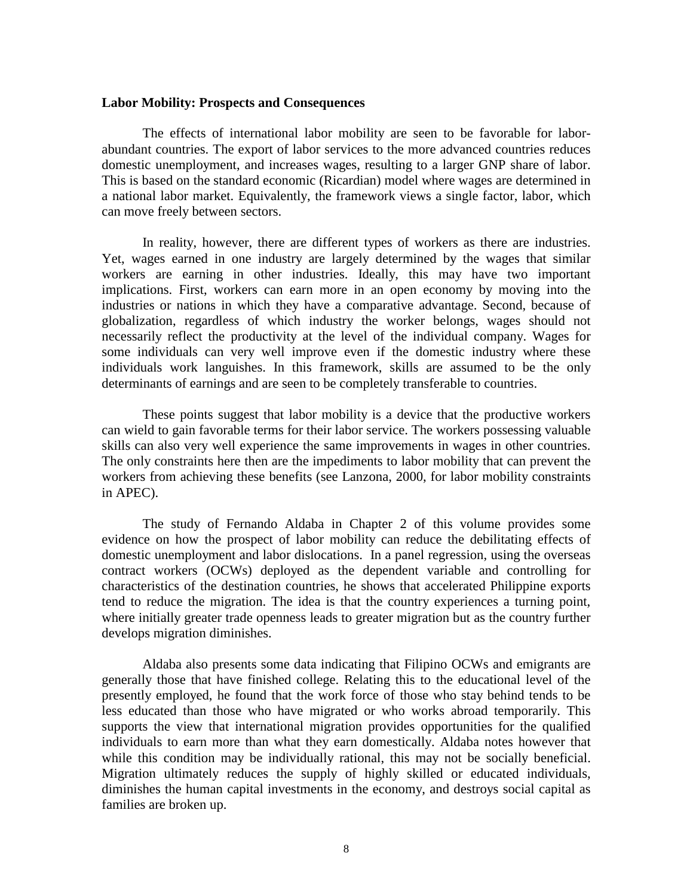**Labor Mobility: Prospects and Consequences**

The effects of international labor mobility are seen to be favorable for labor-abundant countries. The export of labor services to the more advanced countries reduces domestic unemployment, and increases wages, resulting to a larger GNP share of labor. This is based on the standard economic (Ricardian) model where wages are determined in a national labor market. Equivalently, the framework views a single factor, labor, which can move freely between sectors.

In reality, however, there are different types of workers as there are industries. Yet, wages earned in one industry are largely determined by the wages that similar workers are earning in other industries. Ideally, this may have two important implications. First, workers can earn more in an open economy by moving into the industries or nations in which they have a comparative advantage. Second, because of globalization, regardless of which industry the worker belongs, wages should not necessarily reflect the productivity at the level of the individual company. Wages for some individuals can very well improve even if the domestic industry where these individuals work languishes. In this framework, skills are assumed to be the only determinants of earnings and are seen to be completely transferable to countries.

These points suggest that labor mobility is a device that the productive workers can wield to gain favorable terms for their labor service. The workers possessing valuable skills can also very well experience the same improvements in wages in other countries. The only constraints here then are the impediments to labor mobility that can prevent the workers from achieving these benefits (see Lanzona, 2000, for labor mobility constraints in APEC).

The study of Fernando Aldaba in Chapter 2 of this volume provides some evidence on how the prospect of labor mobility can reduce the debilitating effects of domestic unemployment and labor dislocations. In a panel regression, using the overseas contract workers (OCWs) deployed as the dependent variable and controlling for characteristics of the destination countries, he shows that accelerated Philippine exports tend to reduce the migration. The idea is that the country experiences a turning point, where initially greater trade openness leads to greater migration but as the country further develops migration diminishes.

Aldaba also presents some data indicating that Filipino OCWs and emigrants are generally those that have finished college. Relating this to the educational level of the presently employed, he found that the work force of those who stay behind tends to be less educated than those who have migrated or who works abroad temporarily. This supports the view that international migration provides opportunities for the qualified individuals to earn more than what they earn domestically. Aldaba notes however that while this condition may be individually rational, this may not be socially beneficial. Migration ultimately reduces the supply of highly skilled or educated individuals, diminishes the human capital investments in the economy, and destroys social capital as families are broken up.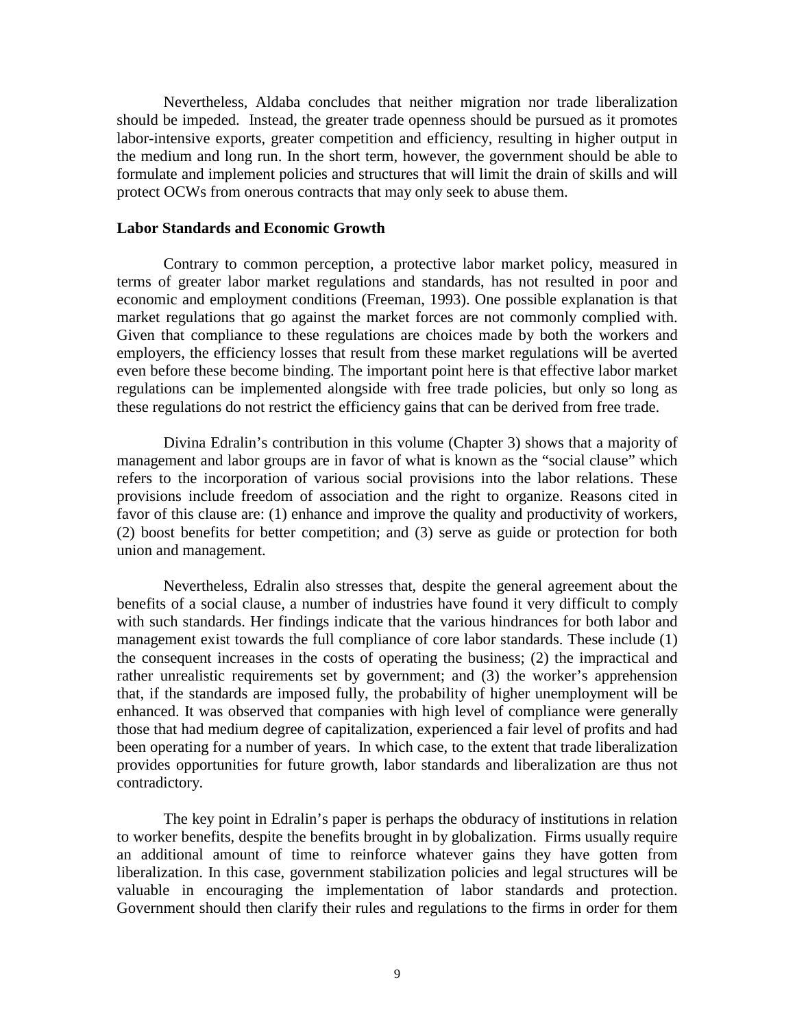Nevertheless, Aldaba concludes that neither migration nor trade liberalization should be impeded. Instead, the greater trade openness should be pursued as it promotes labor-intensive exports, greater competition and efficiency, resulting in higher output in the medium and long run. In the short term, however, the government should be able to formulate and implement policies and structures that will limit the drain of skills and will protect OCWs from onerous contracts that may only seek to abuse them.

**Labor Standards and Economic Growth**

Contrary to common perception, a protective labor market policy, measured in terms of greater labor market regulations and standards, has not resulted in poor and economic and employment conditions (Freeman, 1993). One possible explanation is that market regulations that go against the market forces are not commonly complied with. Given that compliance to these regulations are choices made by both the workers and employers, the efficiency losses that result from these market regulations will be averted even before these become binding. The important point here is that effective labor market regulations can be implemented alongside with free trade policies, but only so long as these regulations do not restrict the efficiency gains that can be derived from free trade.

Divina Edralin's contribution in this volume (Chapter 3) shows that a majority of management and labor groups are in favor of what is known as the "social clause" which refers to the incorporation of various social provisions into the labor relations. These provisions include freedom of association and the right to organize. Reasons cited in favor of this clause are: (1) enhance and improve the quality and productivity of workers, (2) boost benefits for better competition; and (3) serve as guide or protection for both union and management.

Nevertheless, Edralin also stresses that, despite the general agreement about the benefits of a social clause, a number of industries have found it very difficult to comply with such standards. Her findings indicate that the various hindrances for both labor and management exist towards the full compliance of core labor standards. These include (1) the consequent increases in the costs of operating the business; (2) the impractical and rather unrealistic requirements set by government; and (3) the worker's apprehension that, if the standards are imposed fully, the probability of higher unemployment will be enhanced. It was observed that companies with high level of compliance were generally those that had medium degree of capitalization, experienced a fair level of profits and had been operating for a number of years. In which case, to the extent that trade liberalization provides opportunities for future growth, labor standards and liberalization are thus not contradictory.

The key point in Edralin's paper is perhaps the obduracy of institutions in relation to worker benefits, despite the benefits brought in by globalization. Firms usually require an additional amount of time to reinforce whatever gains they have gotten from liberalization. In this case, government stabilization policies and legal structures will be valuable in encouraging the implementation of labor standards and protection. Government should then clarify their rules and regulations to the firms in order for them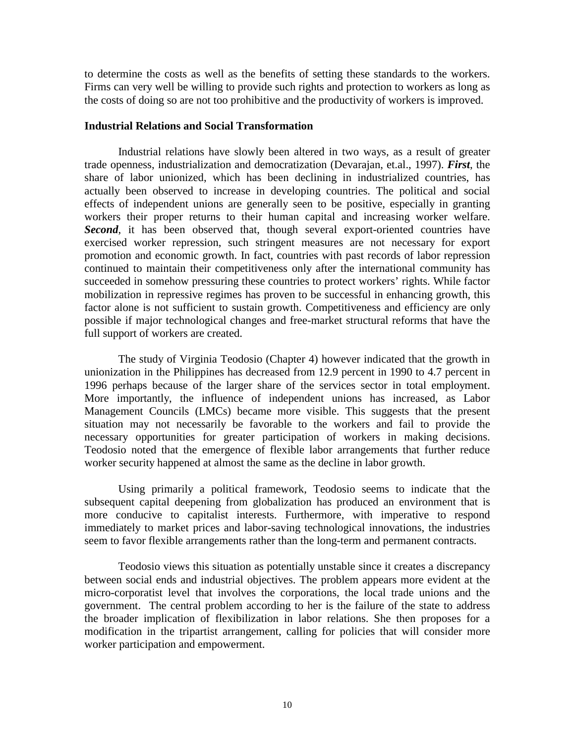to determine the costs as well as the benefits of setting these standards to the workers. Firms can very well be willing to provide such rights and protection to workers as long as the costs of doing so are not too prohibitive and the productivity of workers is improved.

**Industrial Relations and Social Transformation**

Industrial relations have slowly been altered in two ways, as a result of greater trade openness, industrialization and democratization (Devarajan, et.al., 1997). ***First***, the share of labor unionized, which has been declining in industrialized countries, has actually been observed to increase in developing countries. The political and social effects of independent unions are generally seen to be positive, especially in granting workers their proper returns to their human capital and increasing worker welfare. ***Second***, it has been observed that, though several export-oriented countries have exercised worker repression, such stringent measures are not necessary for export promotion and economic growth. In fact, countries with past records of labor repression continued to maintain their competitiveness only after the international community has succeeded in somehow pressuring these countries to protect workers' rights. While factor mobilization in repressive regimes has proven to be successful in enhancing growth, this factor alone is not sufficient to sustain growth. Competitiveness and efficiency are only possible if major technological changes and free-market structural reforms that have the full support of workers are created.

The study of Virginia Teodosio (Chapter 4) however indicated that the growth in unionization in the Philippines has decreased from 12.9 percent in 1990 to 4.7 percent in 1996 perhaps because of the larger share of the services sector in total employment. More importantly, the influence of independent unions has increased, as Labor Management Councils (LMCs) became more visible. This suggests that the present situation may not necessarily be favorable to the workers and fail to provide the necessary opportunities for greater participation of workers in making decisions. Teodosio noted that the emergence of flexible labor arrangements that further reduce worker security happened at almost the same as the decline in labor growth.

Using primarily a political framework, Teodosio seems to indicate that the subsequent capital deepening from globalization has produced an environment that is more conducive to capitalist interests. Furthermore, with imperative to respond immediately to market prices and labor-saving technological innovations, the industries seem to favor flexible arrangements rather than the long-term and permanent contracts.

Teodosio views this situation as potentially unstable since it creates a discrepancy between social ends and industrial objectives. The problem appears more evident at the micro-corporatist level that involves the corporations, the local trade unions and the government. The central problem according to her is the failure of the state to address the broader implication of flexibilization in labor relations. She then proposes for a modification in the tripartist arrangement, calling for policies that will consider more worker participation and empowerment.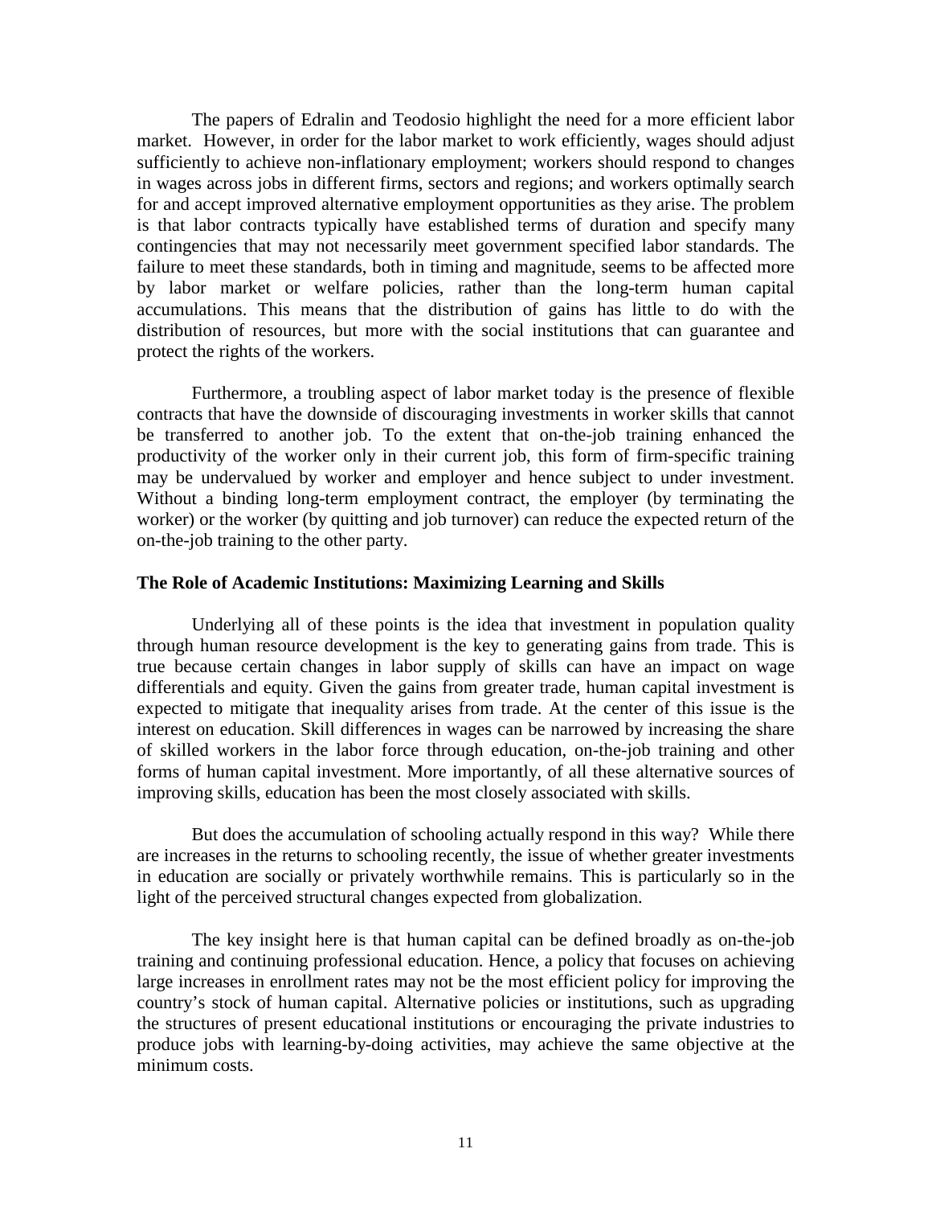The papers of Edralin and Teodosio highlight the need for a more efficient labor market. However, in order for the labor market to work efficiently, wages should adjust sufficiently to achieve non-inflationary employment; workers should respond to changes in wages across jobs in different firms, sectors and regions; and workers optimally search for and accept improved alternative employment opportunities as they arise. The problem is that labor contracts typically have established terms of duration and specify many contingencies that may not necessarily meet government specified labor standards. The failure to meet these standards, both in timing and magnitude, seems to be affected more by labor market or welfare policies, rather than the long-term human capital accumulations. This means that the distribution of gains has little to do with the distribution of resources, but more with the social institutions that can guarantee and protect the rights of the workers.

Furthermore, a troubling aspect of labor market today is the presence of flexible contracts that have the downside of discouraging investments in worker skills that cannot be transferred to another job. To the extent that on-the-job training enhanced the productivity of the worker only in their current job, this form of firm-specific training may be undervalued by worker and employer and hence subject to under investment. Without a binding long-term employment contract, the employer (by terminating the worker) or the worker (by quitting and job turnover) can reduce the expected return of the on-the-job training to the other party.

**The Role of Academic Institutions: Maximizing Learning and Skills**

Underlying all of these points is the idea that investment in population quality through human resource development is the key to generating gains from trade. This is true because certain changes in labor supply of skills can have an impact on wage differentials and equity. Given the gains from greater trade, human capital investment is expected to mitigate that inequality arises from trade. At the center of this issue is the interest on education. Skill differences in wages can be narrowed by increasing the share of skilled workers in the labor force through education, on-the-job training and other forms of human capital investment. More importantly, of all these alternative sources of improving skills, education has been the most closely associated with skills.

But does the accumulation of schooling actually respond in this way? While there are increases in the returns to schooling recently, the issue of whether greater investments in education are socially or privately worthwhile remains. This is particularly so in the light of the perceived structural changes expected from globalization.

The key insight here is that human capital can be defined broadly as on-the-job training and continuing professional education. Hence, a policy that focuses on achieving large increases in enrollment rates may not be the most efficient policy for improving the country's stock of human capital. Alternative policies or institutions, such as upgrading the structures of present educational institutions or encouraging the private industries to produce jobs with learning-by-doing activities, may achieve the same objective at the minimum costs.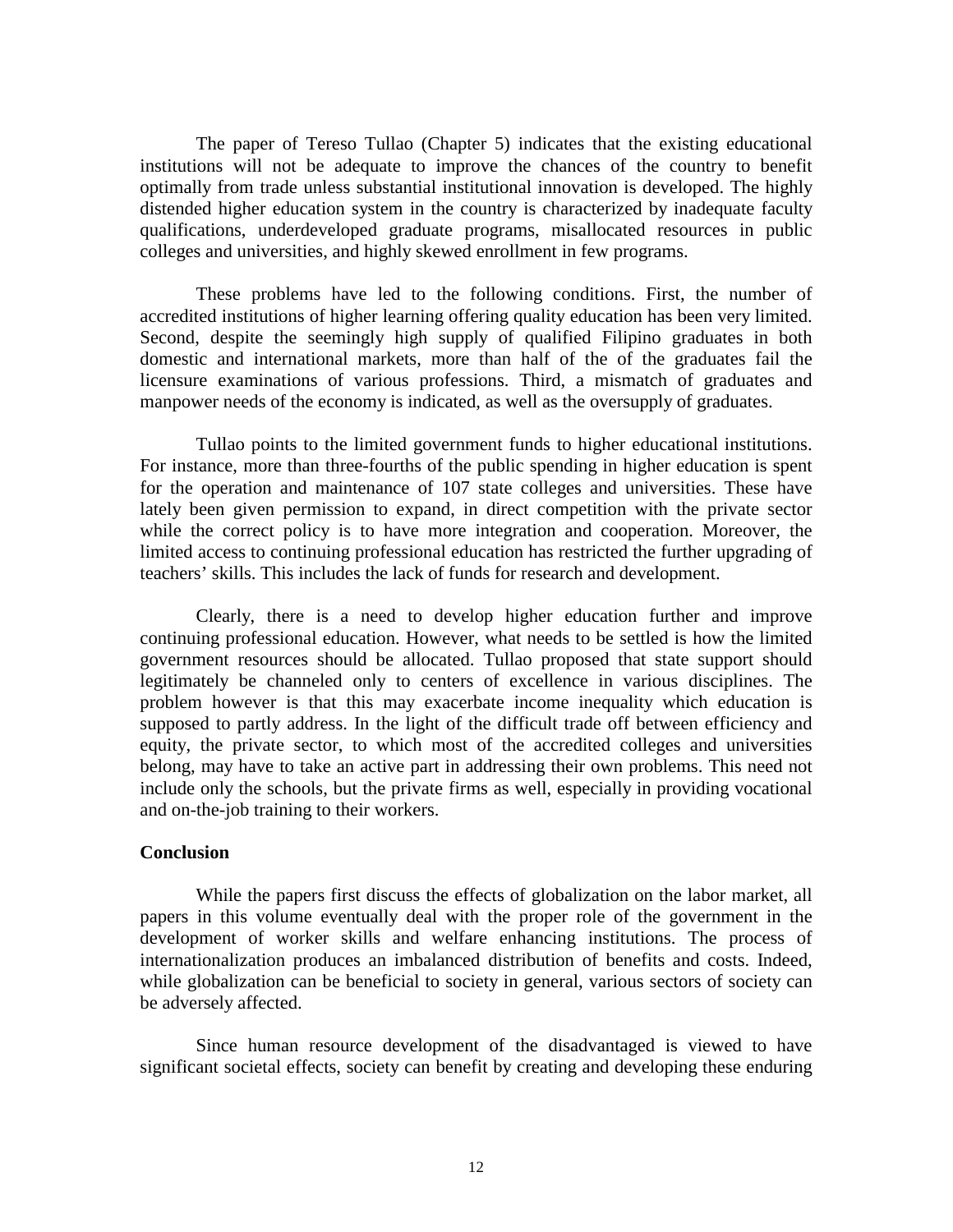The paper of Tereso Tullao (Chapter 5) indicates that the existing educational institutions will not be adequate to improve the chances of the country to benefit optimally from trade unless substantial institutional innovation is developed. The highly distended higher education system in the country is characterized by inadequate faculty qualifications, underdeveloped graduate programs, misallocated resources in public colleges and universities, and highly skewed enrollment in few programs.

These problems have led to the following conditions. First, the number of accredited institutions of higher learning offering quality education has been very limited. Second, despite the seemingly high supply of qualified Filipino graduates in both domestic and international markets, more than half of the of the graduates fail the licensure examinations of various professions. Third, a mismatch of graduates and manpower needs of the economy is indicated, as well as the oversupply of graduates.

Tullao points to the limited government funds to higher educational institutions. For instance, more than three-fourths of the public spending in higher education is spent for the operation and maintenance of 107 state colleges and universities. These have lately been given permission to expand, in direct competition with the private sector while the correct policy is to have more integration and cooperation. Moreover, the limited access to continuing professional education has restricted the further upgrading of teachers' skills. This includes the lack of funds for research and development.

Clearly, there is a need to develop higher education further and improve continuing professional education. However, what needs to be settled is how the limited government resources should be allocated. Tullao proposed that state support should legitimately be channeled only to centers of excellence in various disciplines. The problem however is that this may exacerbate income inequality which education is supposed to partly address. In the light of the difficult trade off between efficiency and equity, the private sector, to which most of the accredited colleges and universities belong, may have to take an active part in addressing their own problems. This need not include only the schools, but the private firms as well, especially in providing vocational and on-the-job training to their workers.

**Conclusion**

While the papers first discuss the effects of globalization on the labor market, all papers in this volume eventually deal with the proper role of the government in the development of worker skills and welfare enhancing institutions. The process of internationalization produces an imbalanced distribution of benefits and costs. Indeed, while globalization can be beneficial to society in general, various sectors of society can be adversely affected.

Since human resource development of the disadvantaged is viewed to have significant societal effects, society can benefit by creating and developing these enduring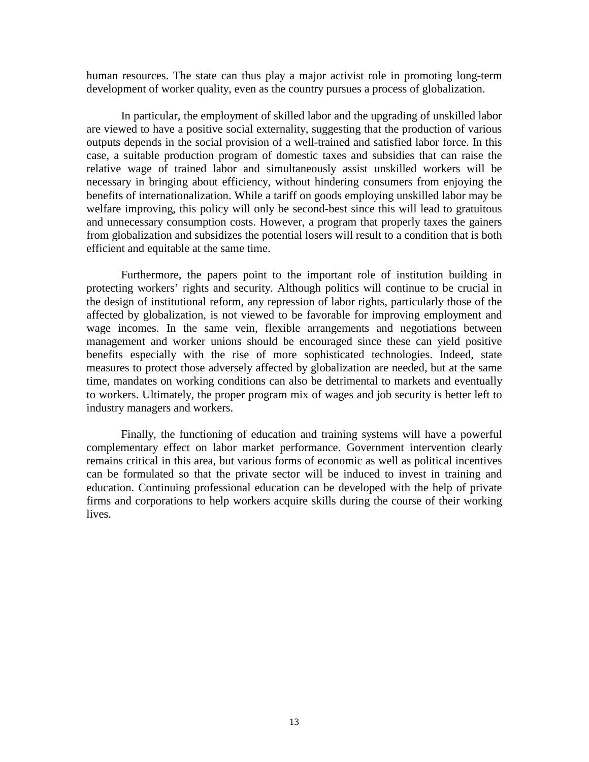human resources. The state can thus play a major activist role in promoting long-term development of worker quality, even as the country pursues a process of globalization.

In particular, the employment of skilled labor and the upgrading of unskilled labor are viewed to have a positive social externality, suggesting that the production of various outputs depends in the social provision of a well-trained and satisfied labor force. In this case, a suitable production program of domestic taxes and subsidies that can raise the relative wage of trained labor and simultaneously assist unskilled workers will be necessary in bringing about efficiency, without hindering consumers from enjoying the benefits of internationalization. While a tariff on goods employing unskilled labor may be welfare improving, this policy will only be second-best since this will lead to gratuitous and unnecessary consumption costs. However, a program that properly taxes the gainers from globalization and subsidizes the potential losers will result to a condition that is both efficient and equitable at the same time.

Furthermore, the papers point to the important role of institution building in protecting workers' rights and security. Although politics will continue to be crucial in the design of institutional reform, any repression of labor rights, particularly those of the affected by globalization, is not viewed to be favorable for improving employment and wage incomes. In the same vein, flexible arrangements and negotiations between management and worker unions should be encouraged since these can yield positive benefits especially with the rise of more sophisticated technologies. Indeed, state measures to protect those adversely affected by globalization are needed, but at the same time, mandates on working conditions can also be detrimental to markets and eventually to workers. Ultimately, the proper program mix of wages and job security is better left to industry managers and workers.

Finally, the functioning of education and training systems will have a powerful complementary effect on labor market performance. Government intervention clearly remains critical in this area, but various forms of economic as well as political incentives can be formulated so that the private sector will be induced to invest in training and education. Continuing professional education can be developed with the help of private firms and corporations to help workers acquire skills during the course of their working lives.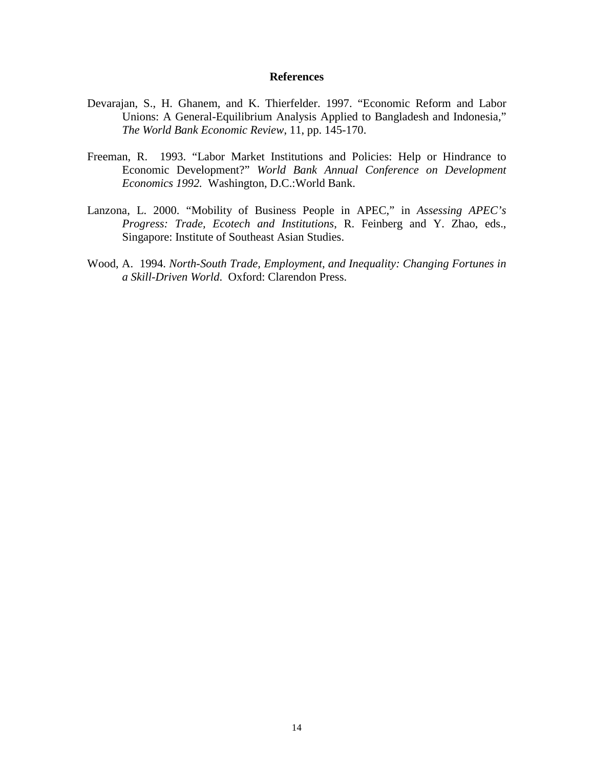## References

Devarajan, S., H. Ghanem, and K. Thierfelder. 1997. "Economic Reform and Labor Unions: A General-Equilibrium Analysis Applied to Bangladesh and Indonesia," *The World Bank Economic Review*, 11, pp. 145-170.

Freeman, R. 1993. "Labor Market Institutions and Policies: Help or Hindrance to Economic Development?" *World Bank Annual Conference on Development Economics 1992.* Washington, D.C.:World Bank.

Lanzona, L. 2000. "Mobility of Business People in APEC," in *Assessing APEC's Progress: Trade, Ecotech and Institutions*, R. Feinberg and Y. Zhao, eds., Singapore: Institute of Southeast Asian Studies.

Wood, A. 1994. *North-South Trade, Employment, and Inequality: Changing Fortunes in a Skill-Driven World*. Oxford: Clarendon Press.